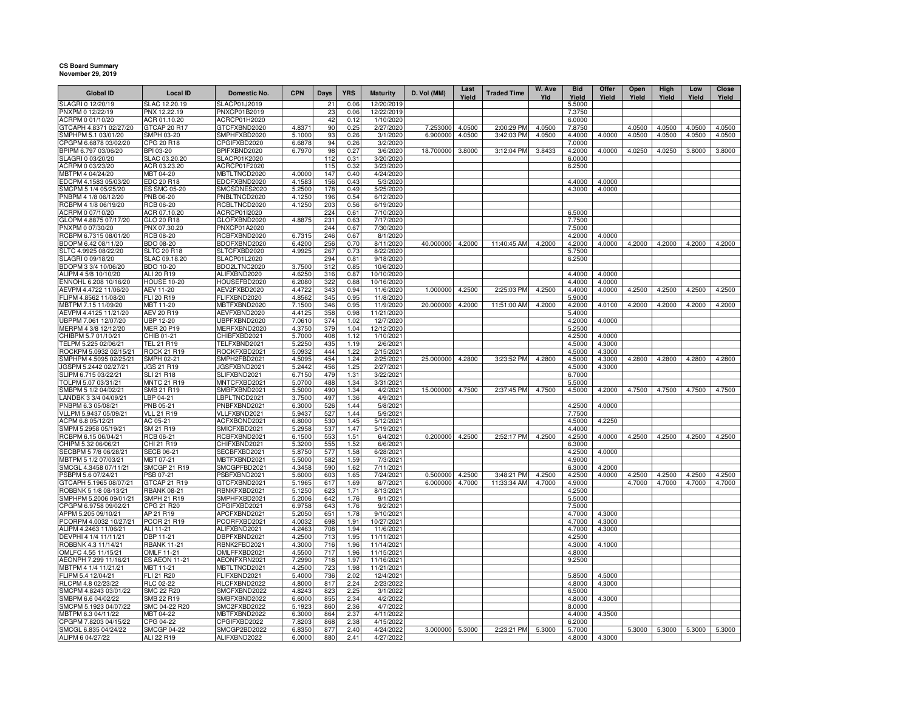**CS Board Summary**
**November 29, 2019**

| Global ID | Local ID | Domestic No. | CPN | Days | YRS | Maturity | D. Vol (MM) | Last Yield | Traded Time | W. Ave Yld | Bid Yield | Offer Yield | Open Yield | High Yield | Low Yield | Close Yield |
|---|---|---|---|---|---|---|---|---|---|---|---|---|---|---|---|---|
| SLAGRI 0 12/20/19 | SLAC 12.20.19 | SLACP01J2019 | | 21 | 0.06 | 12/20/2019 | | | | | 5.5000 | | | | | |
| PNXPM 0 12/22/19 | PNX 12.22.19 | PNXCP01B2019 | | 23 | 0.06 | 12/22/2019 | | | | | 7.3750 | | | | | |
| ACRPM 0 01/10/20 | ACR 01.10.20 | ACRCP01H2020 | | 42 | 0.12 | 1/10/2020 | | | | | 6.0000 | | | | | |
| GTCAPH 4.8371 02/27/20 | GTCAP 20 R17 | GTCFXBND2020 | 4.8371 | 90 | 0.25 | 2/27/2020 | 7.253000 | 4.0500 | 2:00:29 PM | 4.0500 | 7.8750 | | 4.0500 | 4.0500 | 4.0500 | 4.0500 |
| SMPHPM 5.1 03/01/20 | SMPH 03-20 | SMPHFXBD2020 | 5.1000 | 93 | 0.26 | 3/1/2020 | 6.900000 | 4.0500 | 3:42:03 PM | 4.0500 | 4.4000 | 4.0000 | 4.0500 | 4.0500 | 4.0500 | 4.0500 |
| CPGPM 6.6878 03/02/20 | CPG 20 R18 | CPGIFXBD2020 | 6.6878 | 94 | 0.26 | 3/2/2020 | | | | | 7.0000 | | | | | |
| BPIPM 6.797 03/06/20 | BPI 03-20 | BPIFXBND2020 | 6.7970 | 98 | 0.27 | 3/6/2020 | 18.700000 | 3.8000 | 3:12:04 PM | 3.8433 | 4.2000 | 4.0000 | 4.0250 | 4.0250 | 3.8000 | 3.8000 |
| SLAGRI 0 03/20/20 | SLAC 03.20.20 | SLACP01K2020 | | 112 | 0.31 | 3/20/2020 | | | | | 6.0000 | | | | | |
| ACRPM 0 03/23/20 | ACR 03.23.20 | ACRCP01F2020 | | 115 | 0.32 | 3/23/2020 | | | | | 6.2500 | | | | | |
| MBTPM 4 04/24/20 | MBT 04-20 | MBTLTNCD2020 | 4.0000 | 147 | 0.40 | 4/24/2020 | | | | | | | | | | |
| EDCPM 4.1583 05/03/20 | EDC 20 R18 | EDCFXBND2020 | 4.1583 | 156 | 0.43 | 5/3/2020 | | | | | 4.4000 | 4.0000 | | | | |
| SMCPM 5 1/4 05/25/20 | ES SMC 05-20 | SMCSDNES2020 | 5.2500 | 178 | 0.49 | 5/25/2020 | | | | | 4.3000 | 4.0000 | | | | |
| PNBPM 4 1/8 06/12/20 | PNB 06-20 | PNBLTNCD2020 | 4.1250 | 196 | 0.54 | 6/12/2020 | | | | | | | | | | |
| RCBPM 4 1/8 06/19/20 | RCB 06-20 | RCBLTNCD2020 | 4.1250 | 203 | 0.56 | 6/19/2020 | | | | | | | | | | |
| ACRPM 0 07/10/20 | ACR 07.10.20 | ACRCP01I2020 | | 224 | 0.61 | 7/10/2020 | | | | | 6.5000 | | | | | |
| GLOPM 4.8875 07/17/20 | GLO 20 R18 | GLOFXBND2020 | 4.8875 | 231 | 0.63 | 7/17/2020 | | | | | 7.7500 | | | | | |
| PNXPM 0 07/30/20 | PNX 07.30.20 | PNXCP01A2020 | | 244 | 0.67 | 7/30/2020 | | | | | 7.5000 | | | | | |
| RCBPM 6.7315 08/01/20 | RCB 08-20 | RCBFXBND2020 | 6.7315 | 246 | 0.67 | 8/1/2020 | | | | | 4.2000 | 4.0000 | | | | |
| BDOPM 6.42 08/11/20 | BDO 08-20 | BDOFXBND2020 | 6.4200 | 256 | 0.70 | 8/11/2020 | 40.000000 | 4.2000 | 11:40:45 AM | 4.2000 | 4.2000 | 4.0000 | 4.2000 | 4.2000 | 4.2000 | 4.2000 |
| SLTC 4.9925 08/22/20 | SLTC 20 R18 | SLTCFXBD2020 | 4.9925 | 267 | 0.73 | 8/22/2020 | | | | | 5.7500 | | | | | |
| SLAGRI 0 09/18/20 | SLAC 09.18.20 | SLACP01L2020 | | 294 | 0.81 | 9/18/2020 | | | | | 6.2500 | | | | | |
| BDOPM 3 3/4 10/06/20 | BDO 10-20 | BDO2LTNC2020 | 3.7500 | 312 | 0.85 | 10/6/2020 | | | | | | | | | | |
| ALIPM 4 5/8 10/10/20 | ALI 20 R19 | ALIFXBND2020 | 4.6250 | 316 | 0.87 | 10/10/2020 | | | | | 4.4000 | 4.0000 | | | | |
| ENNOHL 6.208 10/16/20 | HOUSE 10-20 | HOUSEFBD2020 | 6.2080 | 322 | 0.88 | 10/16/2020 | | | | | 4.4000 | 4.0000 | | | | |
| AEVPM 4.4722 11/06/20 | AEV 11-20 | AEV2FXBD2020 | 4.4722 | 343 | 0.94 | 11/6/2020 | 1.000000 | 4.2500 | 2:25:03 PM | 4.2500 | 4.4000 | 4.0000 | 4.2500 | 4.2500 | 4.2500 | 4.2500 |
| FLIPM 4.8562 11/08/20 | FLI 20 R19 | FLIFXBND2020 | 4.8562 | 345 | 0.95 | 11/8/2020 | | | | | 5.9000 | | | | | |
| MBTPM 7.15 11/09/20 | MBT 11-20 | MBTFXBND2020 | 7.1500 | 346 | 0.95 | 11/9/2020 | 20.000000 | 4.2000 | 11:51:00 AM | 4.2000 | 4.2000 | 4.0100 | 4.2000 | 4.2000 | 4.2000 | 4.2000 |
| AEVPM 4.4125 11/21/20 | AEV 20 R19 | AEVFXBND2020 | 4.4125 | 358 | 0.98 | 11/21/2020 | | | | | 5.4000 | | | | | |
| UBPPM 7.061 12/07/20 | UBP 12-20 | UBPFXBND2020 | 7.0610 | 374 | 1.02 | 12/7/2020 | | | | | 4.2000 | 4.0000 | | | | |
| MERPM 4 3/8 12/12/20 | MER 20 P19 | MERFXBND2020 | 4.3750 | 379 | 1.04 | 12/12/2020 | | | | | 5.2500 | | | | | |
| CHIBPM 5.7 01/10/21 | CHIB 01-21 | CHIBFXBD2021 | 5.7000 | 408 | 1.12 | 1/10/2021 | | | | | 4.2500 | 4.0000 | | | | |
| TELPM 5.225 02/06/21 | TEL 21 R19 | TELFXBND2021 | 5.2250 | 435 | 1.19 | 2/6/2021 | | | | | 4.5000 | 4.3000 | | | | |
| ROCKPM 5.0932 02/15/21 | ROCK 21 R19 | ROCKFXBD2021 | 5.0932 | 444 | 1.22 | 2/15/2021 | | | | | 4.5000 | 4.3000 | | | | |
| SMPHPM 4.5095 02/25/21 | SMPH 02-21 | SMPH2FBD2021 | 4.5095 | 454 | 1.24 | 2/25/2021 | 25.000000 | 4.2800 | 3:23:52 PM | 4.2800 | 4.5000 | 4.3000 | 4.2800 | 4.2800 | 4.2800 | 4.2800 |
| JGSPM 5.2442 02/27/21 | JGS 21 R19 | JGSFXBND2021 | 5.2442 | 456 | 1.25 | 2/27/2021 | | | | | 4.5000 | 4.3000 | | | | |
| SLIPM 6.715 03/22/21 | SLI 21 R18 | SLIFXBND2021 | 6.7150 | 479 | 1.31 | 3/22/2021 | | | | | 6.7000 | | | | | |
| TOLPM 5.07 03/31/21 | MNTC 21 R19 | MNTCFXBD2021 | 5.0700 | 488 | 1.34 | 3/31/2021 | | | | | 5.5000 | | | | | |
| SMBPM 5 1/2 04/02/21 | SMB 21 R19 | SMBFXBND2021 | 5.5000 | 490 | 1.34 | 4/2/2021 | 15.000000 | 4.7500 | 2:37:45 PM | 4.7500 | 4.5000 | 4.2000 | 4.7500 | 4.7500 | 4.7500 | 4.7500 |
| LANDBK 3 3/4 04/09/21 | LBP 04-21 | LBPLTNCD2021 | 3.7500 | 497 | 1.36 | 4/9/2021 | | | | | | | | | | |
| PNBPM 6.3 05/08/21 | PNB 05-21 | PNBFXBND2021 | 6.3000 | 526 | 1.44 | 5/8/2021 | | | | | 4.2500 | 4.0000 | | | | |
| VLLPM 5.9437 05/09/21 | VLL 21 R19 | VLLFXBND2021 | 5.9437 | 527 | 1.44 | 5/9/2021 | | | | | 7.7500 | | | | | |
| ACPM 6.8 05/12/21 | AC 05-21 | ACFXBOND2021 | 6.8000 | 530 | 1.45 | 5/12/2021 | | | | | 4.5000 | 4.2250 | | | | |
| SMPM 5.2958 05/19/21 | SM 21 R19 | SMICFXBD2021 | 5.2958 | 537 | 1.47 | 5/19/2021 | | | | | 4.4000 | | | | | |
| RCBPM 6.15 06/04/21 | RCB 06-21 | RCBFXBND2021 | 6.1500 | 553 | 1.51 | 6/4/2021 | 0.200000 | 4.2500 | 2:52:17 PM | 4.2500 | 4.2500 | 4.0000 | 4.2500 | 4.2500 | 4.2500 | 4.2500 |
| CHIPM 5.32 06/06/21 | CHI 21 R19 | CHIFXBND2021 | 5.3200 | 555 | 1.52 | 6/6/2021 | | | | | 6.3000 | | | | | |
| SECBPM 5 7/8 06/28/21 | SECB 06-21 | SECBFXBD2021 | 5.8750 | 577 | 1.58 | 6/28/2021 | | | | | 4.2500 | 4.0000 | | | | |
| MBTPM 5 1/2 07/03/21 | MBT 07-21 | MBTFXBND2021 | 5.5000 | 582 | 1.59 | 7/3/2021 | | | | | 4.9000 | | | | | |
| SMCGL 4.3458 07/11/21 | SMCGP 21 R19 | SMCGPFBD2021 | 4.3458 | 590 | 1.62 | 7/11/2021 | | | | | 6.3000 | 4.2000 | | | | |
| PSBPM 5.6 07/24/21 | PSB 07-21 | PSBFXBND2021 | 5.6000 | 603 | 1.65 | 7/24/2021 | 0.500000 | 4.2500 | 3:48:21 PM | 4.2500 | 4.2500 | 4.0000 | 4.2500 | 4.2500 | 4.2500 | 4.2500 |
| GTCAPH 5.1965 08/07/21 | GTCAP 21 R19 | GTCFXBND2021 | 5.1965 | 617 | 1.69 | 8/7/2021 | 6.000000 | 4.7000 | 11:33:34 AM | 4.7000 | 4.9000 | | 4.7000 | 4.7000 | 4.7000 | 4.7000 |
| ROBBNK 5 1/8 08/13/21 | RBANK 08-21 | RBNKFXBD2021 | 5.1250 | 623 | 1.71 | 8/13/2021 | | | | | 4.2500 | | | | | |
| SMPHPM 5.2006 09/01/21 | SMPH 21 R19 | SMPHFXBD2021 | 5.2006 | 642 | 1.76 | 9/1/2021 | | | | | 5.5000 | | | | | |
| CPGPM 6.9758 09/02/21 | CPG 21 R20 | CPGIFXBD2021 | 6.9758 | 643 | 1.76 | 9/2/2021 | | | | | 7.5000 | | | | | |
| APPM 5.205 09/10/21 | AP 21 R19 | APCFXBND2021 | 5.2050 | 651 | 1.78 | 9/10/2021 | | | | | 4.7000 | 4.3000 | | | | |
| PCORPM 4.0032 10/27/21 | PCOR 21 R19 | PCORFXBD2021 | 4.0032 | 698 | 1.91 | 10/27/2021 | | | | | 4.7000 | 4.3000 | | | | |
| ALIPM 4.2463 11/06/21 | ALI 11-21 | ALIFXBND2021 | 4.2463 | 708 | 1.94 | 11/6/2021 | | | | | 4.7000 | 4.3000 | | | | |
| DEVPHI 4 1/4 11/11/21 | DBP 11-21 | DBPFXBND2021 | 4.2500 | 713 | 1.95 | 11/11/2021 | | | | | 4.2500 | | | | | |
| ROBBNK 4.3 11/14/21 | RBANK 11-21 | RBNK2FBD2021 | 4.3000 | 716 | 1.96 | 11/14/2021 | | | | | 4.3000 | 4.1000 | | | | |
| OMLFC 4.55 11/15/21 | OMLF 11-21 | OMLFFXBD2021 | 4.5500 | 717 | 1.96 | 11/15/2021 | | | | | 4.8000 | | | | | |
| AEONPH 7.299 11/16/21 | ES AEON 11-21 | AEONFXRN2021 | 7.2990 | 718 | 1.97 | 11/16/2021 | | | | | 9.2500 | | | | | |
| MBTPM 4 1/4 11/21/21 | MBT 11-21 | MBTLTNCD2021 | 4.2500 | 723 | 1.98 | 11/21/2021 | | | | | | | | | | |
| FLIPM 5.4 12/04/21 | FLI 21 R20 | FLIFXBND2021 | 5.4000 | 736 | 2.02 | 12/4/2021 | | | | | 5.8500 | 4.5000 | | | | |
| RLCPM 4.8 02/23/22 | RLC 02-22 | RLCFXBND2022 | 4.8000 | 817 | 2.24 | 2/23/2022 | | | | | 4.8000 | 4.3000 | | | | |
| SMCPM 4.8243 03/01/22 | SMC 22 R20 | SMCFXBND2022 | 4.8243 | 823 | 2.25 | 3/1/2022 | | | | | 6.5000 | | | | | |
| SMBPM 6.6 04/02/22 | SMB 22 R19 | SMBFXBND2022 | 6.6000 | 855 | 2.34 | 4/2/2022 | | | | | 4.8000 | 4.3000 | | | | |
| SMCPM 5.1923 04/07/22 | SMC 04-22 R20 | SMC2FXBD2022 | 5.1923 | 860 | 2.36 | 4/7/2022 | | | | | 8.0000 | | | | | |
| MBTPM 6.3 04/11/22 | MBT 04-22 | MBTFXBND2022 | 6.3000 | 864 | 2.37 | 4/11/2022 | | | | | 4.4000 | 4.3500 | | | | |
| CPGPM 7.8203 04/15/22 | CPG 04-22 | CPGIFXBD2022 | 7.8203 | 868 | 2.38 | 4/15/2022 | | | | | 6.2000 | | | | | |
| SMCGL 6.835 04/24/22 | SMCGP 04-22 | SMCGP2BD2022 | 6.8350 | 877 | 2.40 | 4/24/2022 | 3.000000 | 5.3000 | 2:23:21 PM | 5.3000 | 5.7000 | | 5.3000 | 5.3000 | 5.3000 | 5.3000 |
| ALIPM 6 04/27/22 | ALI 22 R19 | ALIFXBND2022 | 6.0000 | 880 | 2.41 | 4/27/2022 | | | | | 4.8000 | 4.3000 | | | | |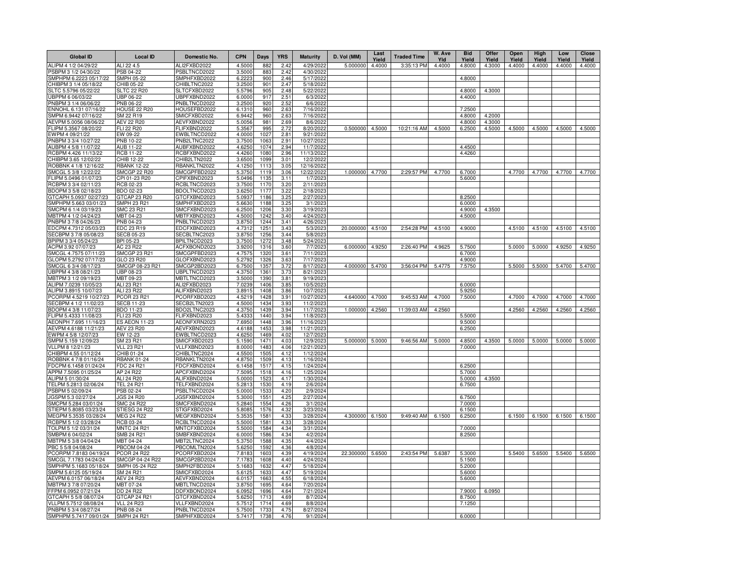| Global ID | Local ID | Domestic No. | CPN | Days | YRS | Maturity | D. Vol (MM) | Last Yield | Traded Time | W. Ave Yld | Bid Yield | Offer Yield | Open Yield | High Yield | Low Yield | Close Yield |
|---|---|---|---|---|---|---|---|---|---|---|---|---|---|---|---|---|
| ALIPM 4 1/2 04/29/22 | ALI 22 4.5 | ALI2FXBD2022 | 4.5000 | 882 | 2.42 | 4/29/2022 | 5.000000 | 4.4000 | 3:35:13 PM | 4.4000 | 4.8000 | 4.3000 | 4.4000 | 4.4000 | 4.4000 | 4.4000 |
| PSBPM 3 1/2 04/30/22 | PSB 04-22 | PSBLTNCD2022 | 3.5000 | 883 | 2.42 | 4/30/2022 | | | | | | | | | | |
| SMPHPM 6.2223 05/17/22 | SMPH 05-22 | SMPHFXBD2022 | 6.2223 | 900 | 2.46 | 5/17/2022 | | | | | 4.8000 | | | | | |
| CHIBPM 3 1/4 05/18/22 | CHIB 05-22 | CHIBLTNC2022 | 3.2500 | 901 | 2.47 | 5/18/2022 | | | | | | | | | | |
| SLTC 5.5796 05/22/22 | SLTC 22 R20 | SLTCFXBD2022 | 5.5796 | 905 | 2.48 | 5/22/2022 | | | | | 4.8000 | 4.3000 | | | | |
| UBPPM 6 06/03/22 | UBP 06-22 | UBPFXBND2022 | 6.0000 | 917 | 2.51 | 6/3/2022 | | | | | 4.4000 | | | | | |
| PNBPM 3 1/4 06/06/22 | PNB 06-22 | PNBLTNCD2022 | 3.2500 | 920 | 2.52 | 6/6/2022 | | | | | | | | | | |
| ENNOHL 6.131 07/16/22 | HOUSE 22 R20 | HOUSEFBD2022 | 6.1310 | 960 | 2.63 | 7/16/2022 | | | | | 7.2500 | | | | | |
| SMPM 6.9442 07/16/22 | SM 22 R19 | SMICFXBD2022 | 6.9442 | 960 | 2.63 | 7/16/2022 | | | | | 4.8000 | 4.2000 | | | | |
| AEVPM 5.0056 08/06/22 | AEV 22 R20 | AEVFXBND2022 | 5.0056 | 981 | 2.69 | 8/6/2022 | | | | | 4.8000 | 4.3000 | | | | |
| FLIPM 5.3567 08/20/22 | FLI 22 R20 | FLIFXBND2022 | 5.3567 | 995 | 2.72 | 8/20/2022 | 0.500000 | 4.5000 | 10:21:16 AM | 4.5000 | 6.2500 | 4.5000 | 4.5000 | 4.5000 | 4.5000 | 4.5000 |
| EWPM 4 09/21/22 | EW 09-22 | EWBLTNCD2022 | 4.0000 | 1027 | 2.81 | 9/21/2022 | | | | | | | | | | |
| PNBPM 3 3/4 10/27/22 | PNB 10-22 | PNB2LTNC2022 | 3.7500 | 1063 | 2.91 | 10/27/2022 | | | | | | | | | | |
| AUBPM 4 5/8 11/07/22 | AUB 11-22 | AUBFXBND2022 | 4.6250 | 1074 | 2.94 | 11/7/2022 | | | | | 4.4500 | | | | | |
| RCBPM 4.426 11/13/22 | RCB 11-22 | RCBFXBND2022 | 4.4260 | 1080 | 2.96 | 11/13/2022 | | | | | 4.4260 | | | | | |
| CHIBPM 3.65 12/02/22 | CHIB 12-22 | CHIB2LTN2022 | 3.6500 | 1099 | 3.01 | 12/2/2022 | | | | | | | | | | |
| ROBBNK 4 1/8 12/16/22 | RBANK 12-22 | RBANKLTN2022 | 4.1250 | 1113 | 3.05 | 12/16/2022 | | | | | | | | | | |
| SMCGL 5 3/8 12/22/22 | SMCGP 22 R20 | SMCGPFBD2022 | 5.3750 | 1119 | 3.06 | 12/22/2022 | 1.000000 | 4.7700 | 2:29:57 PM | 4.7700 | 6.7000 | | 4.7700 | 4.7700 | 4.7700 | 4.7700 |
| FLIPM 5.0496 01/07/23 | CPI 01-23 R20 | CPIFXBND2023 | 5.0496 | 1135 | 3.11 | 1/7/2023 | | | | | 5.6000 | | | | | |
| RCBPM 3 3/4 02/11/23 | RCB 02-23 | RCBLTNCD2023 | 3.7500 | 1170 | 3.20 | 2/11/2023 | | | | | | | | | | |
| BDOPM 3 5/8 02/18/23 | BDO 02-23 | BDOLTNCD2023 | 3.6250 | 1177 | 3.22 | 2/18/2023 | | | | | | | | | | |
| GTCAPH 5.0937 02/27/23 | GTCAP 23 R20 | GTCFXBND2023 | 5.0937 | 1186 | 3.25 | 2/27/2023 | | | | | 8.2500 | | | | | |
| SMPHPM 5.663 03/01/23 | SMPH 23 R21 | SMPHFXBD2023 | 5.6630 | 1188 | 3.25 | 3/1/2023 | | | | | 6.0000 | | | | | |
| SMCPM 6 1/4 03/19/23 | SMC 23 R21 | SMCFXBND2023 | 6.2500 | 1206 | 3.30 | 3/19/2023 | | | | | 4.9000 | 4.3500 | | | | |
| MBTPM 4 1/2 04/24/23 | MBT 04-23 | MBTFXBND2023 | 4.5000 | 1242 | 3.40 | 4/24/2023 | | | | | 4.5000 | | | | | |
| PNBPM 3 7/8 04/26/23 | PNB 04-23 | PNBLTNCD2023 | 3.8750 | 1244 | 3.41 | 4/26/2023 | | | | | | | | | | |
| EDCPM 4.7312 05/03/23 | EDC 23 R19 | EDCFXBND2023 | 4.7312 | 1251 | 3.43 | 5/3/2023 | 20.000000 | 4.5100 | 2:54:28 PM | 4.5100 | 4.9000 | | 4.5100 | 4.5100 | 4.5100 | 4.5100 |
| SECBPM 3 7/8 05/08/23 | SECB 05-23 | SECBLTNC2023 | 3.8750 | 1256 | 3.44 | 5/8/2023 | | | | | | | | | | |
| BPIPM 3 3/4 05/24/23 | BPI 05-23 | BPILTNCD2023 | 3.7500 | 1272 | 3.48 | 5/24/2023 | | | | | | | | | | |
| ACPM 3.92 07/07/23 | AC 23 R22 | ACFXBOND2023 | 3.9200 | 1316 | 3.60 | 7/7/2023 | 6.000000 | 4.9250 | 2:26:40 PM | 4.9625 | 5.7500 | | 5.0000 | 5.0000 | 4.9250 | 4.9250 |
| SMCGL 4.7575 07/11/23 | SMCGP 23 R21 | SMCGPFBD2023 | 4.7575 | 1320 | 3.61 | 7/11/2023 | | | | | 6.7000 | | | | | |
| GLOPM 5.2792 07/17/23 | GLO 23 R20 | GLOFXBND2023 | 5.2792 | 1326 | 3.63 | 7/17/2023 | | | | | 4.9000 | | | | | |
| SMCGL 6 3/4 08/17/23 | SMCGP 08-23 R21 | SMCGP2BD2023 | 6.7500 | 1357 | 3.72 | 8/17/2023 | 4.000000 | 5.4700 | 3:56:04 PM | 5.4775 | 7.5750 | | 5.5000 | 5.5000 | 5.4700 | 5.4700 |
| UBPPM 4 3/8 08/21/23 | UBP 08-23 | UBPLTNCD2023 | 4.3750 | 1361 | 3.73 | 8/21/2023 | | | | | | | | | | |
| MBTPM 3 1/2 09/19/23 | MBT 09-23 | MBTLTNCD2023 | 3.5000 | 1390 | 3.81 | 9/19/2023 | | | | | | | | | | |
| ALIPM 7.0239 10/05/23 | ALI 23 R21 | ALI2FXBD2023 | 7.0239 | 1406 | 3.85 | 10/5/2023 | | | | | 6.0000 | | | | | |
| ALIPM 3.8915 10/07/23 | ALI 23 R22 | ALIFXBND2023 | 3.8915 | 1408 | 3.86 | 10/7/2023 | | | | | 5.9250 | | | | | |
| PCORPM 4.5219 10/27/23 | PCOR 23 R21 | PCORFXBD2023 | 4.5219 | 1428 | 3.91 | 10/27/2023 | 4.640000 | 4.7000 | 9:45:53 AM | 4.7000 | 7.5000 | | 4.7000 | 4.7000 | 4.7000 | 4.7000 |
| SECBPM 4 1/2 11/02/23 | SECB 11-23 | SECB2LTN2023 | 4.5000 | 1434 | 3.93 | 11/2/2023 | | | | | | | | | | |
| BDOPM 4 3/8 11/07/23 | BDO 11-23 | BDO2LTNC2023 | 4.3750 | 1439 | 3.94 | 11/7/2023 | 1.000000 | 4.2560 | 11:39:03 AM | 4.2560 | | | 4.2560 | 4.2560 | 4.2560 | 4.2560 |
| FLIPM 5.4333 11/08/23 | FLI 23 R20 | FLIFXBND2023 | 5.4333 | 1440 | 3.94 | 11/8/2023 | | | | | 5.5000 | | | | | |
| AEONPH 7.695 11/16/23 | ES AEON 11-23 | AEONFXRN2023 | 7.6950 | 1448 | 3.96 | 11/16/2023 | | | | | 9.5000 | | | | | |
| AEVPM 4.6188 11/21/23 | AEV 23 R20 | AEVFXBND2023 | 4.6188 | 1453 | 3.98 | 11/21/2023 | | | | | 6.2500 | | | | | |
| EWPM 4 5/8 12/07/23 | EW 12-23 | EWBLTNCD2023 | 4.6250 | 1469 | 4.02 | 12/7/2023 | | | | | | | | | | |
| SMPM 5.159 12/09/23 | SM 23 R21 | SMICFXBD2023 | 5.1590 | 1471 | 4.03 | 12/9/2023 | 5.000000 | 5.0000 | 9:46:56 AM | 5.0000 | 4.8500 | 4.3500 | 5.0000 | 5.0000 | 5.0000 | 5.0000 |
| VLLPM 8 12/21/23 | VLL 23 R21 | VLLFXBND2023 | 8.0000 | 1483 | 4.06 | 12/21/2023 | | | | | 7.0000 | | | | | |
| CHIBPM 4.55 01/12/24 | CHIB 01-24 | CHIBLTNC2024 | 4.5500 | 1505 | 4.12 | 1/12/2024 | | | | | | | | | | |
| ROBBNK 4 7/8 01/16/24 | RBANK 01-24 | RBANKLTN2024 | 4.8750 | 1509 | 4.13 | 1/16/2024 | | | | | | | | | | |
| FDCPM 6.1458 01/24/24 | FDC 24 R21 | FDCFXBND2024 | 6.1458 | 1517 | 4.15 | 1/24/2024 | | | | | 6.2500 | | | | | |
| APPM 7.5095 01/25/24 | AP 24 R22 | APCFXBND2024 | 7.5095 | 1518 | 4.16 | 1/25/2024 | | | | | 5.7000 | | | | | |
| ALIPM 5 01/30/24 | ALI 24 R20 | ALIFXBND2024 | 5.0000 | 1523 | 4.17 | 1/30/2024 | | | | | 5.0000 | 4.3500 | | | | |
| TELPM 5.2813 02/06/24 | TEL 24 R21 | TELFXBND2024 | 5.2813 | 1530 | 4.19 | 2/6/2024 | | | | | 6.7500 | | | | | |
| PSBPM 5 02/09/24 | PSB 02-24 | PSBLTNCD2024 | 5.0000 | 1533 | 4.20 | 2/9/2024 | | | | | | | | | | |
| JGSPM 5.3 02/27/24 | JGS 24 R20 | JGSFXBND2024 | 5.3000 | 1551 | 4.25 | 2/27/2024 | | | | | 6.7500 | | | | | |
| SMCPM 5.284 03/01/24 | SMC 24 R22 | SMCFXBND2024 | 5.2840 | 1554 | 4.26 | 3/1/2024 | | | | | 7.0000 | | | | | |
| STIEPM 5.8085 03/23/24 | STIESG 24 R22 | STIGFXBD2024 | 5.8085 | 1576 | 4.32 | 3/23/2024 | | | | | 6.1500 | | | | | |
| MEGPM 5.3535 03/28/24 | MEG 24 R22 | MEGFXBND2024 | 5.3535 | 1581 | 4.33 | 3/28/2024 | 4.300000 | 6.1500 | 9:49:40 AM | 6.1500 | 6.2500 | | 6.1500 | 6.1500 | 6.1500 | 6.1500 |
| RCBPM 5 1/2 03/28/24 | RCB 03-24 | RCBLTNCD2024 | 5.5000 | 1581 | 4.33 | 3/28/2024 | | | | | | | | | | |
| TOLPM 5 1/2 03/31/24 | MNTC 24 R21 | MNTCFXBD2024 | 5.5000 | 1584 | 4.34 | 3/31/2024 | | | | | 7.0000 | | | | | |
| SMBPM 6 04/02/24 | SMB 24 R21 | SMBFXBND2024 | 6.0000 | 1586 | 4.34 | 4/2/2024 | | | | | 8.2500 | | | | | |
| MBTPM 5 3/8 04/04/24 | MBT 04-24 | MBT2LTNC2024 | 5.3750 | 1588 | 4.35 | 4/4/2024 | | | | | | | | | | |
| PBC 5 5/8 04/08/24 | PBCOM 04-24 | PBCOMLTN2024 | 5.6250 | 1592 | 4.36 | 4/8/2024 | | | | | | | | | | |
| PCORPM 7.8183 04/19/24 | PCOR 24 R22 | PCORFXBD2024 | 7.8183 | 1603 | 4.39 | 4/19/2024 | 22.300000 | 5.6500 | 2:43:54 PM | 5.6387 | 5.3000 | | 5.5400 | 5.6500 | 5.5400 | 5.6500 |
| SMCGL 7.1783 04/24/24 | SMCGP 04-24 R22 | SMCGP2BD2024 | 7.1783 | 1608 | 4.40 | 4/24/2024 | | | | | 5.1500 | | | | | |
| SMPHPM 5.1683 05/18/24 | SMPH 05-24 R22 | SMPH2FBD2024 | 5.1683 | 1632 | 4.47 | 5/18/2024 | | | | | 5.2000 | | | | | |
| SMPM 5.6125 05/19/24 | SM 24 R21 | SMICFXBD2024 | 5.6125 | 1633 | 4.47 | 5/19/2024 | | | | | 5.6000 | | | | | |
| AEVPM 6.0157 06/18/24 | AEV 24 R23 | AEVFXBND2024 | 6.0157 | 1663 | 4.55 | 6/18/2024 | | | | | 5.6000 | | | | | |
| MBTPM 3 7/8 07/20/24 | MBT 07-24 | MBTLTNCD2024 | 3.8750 | 1695 | 4.64 | 7/20/2024 | | | | | | | | | | |
| FFPM 6.0952 07/21/24 | DD 24 R22 | DDFXBOND2024 | 6.0952 | 1696 | 4.64 | 7/21/2024 | | | | | 7.9000 | 6.0950 | | | | |
| GTCAPH 5 5/8 08/07/24 | GTCAP 24 R21 | GTCFXBND2024 | 5.6250 | 1713 | 4.69 | 8/7/2024 | | | | | 8.7500 | | | | | |
| VLLPM 5.7512 08/08/24 | VLL 24 R23 | VLLFXBND2024 | 5.7512 | 1714 | 4.69 | 8/8/2024 | | | | | 7.1250 | | | | | |
| PNBPM 5 3/4 08/27/24 | PNB 08-24 | PNBLTNCD2024 | 5.7500 | 1733 | 4.75 | 8/27/2024 | | | | | | | | | | |
| SMPHPM 5.7417 09/01/24 | SMPH 24 R21 | SMPHFXBD2024 | 5.7417 | 1738 | 4.76 | 9/1/2024 | | | | | 6.0000 | | | | | |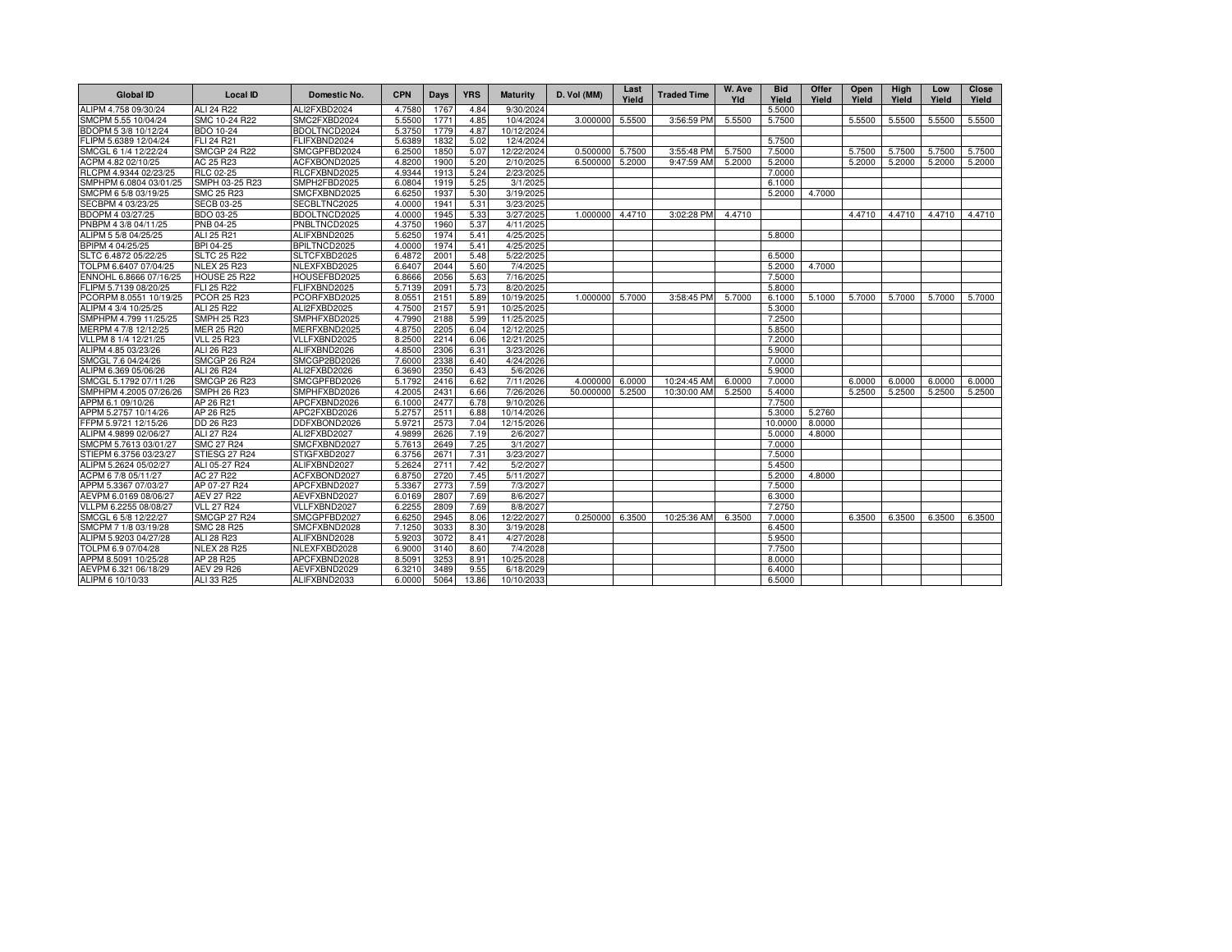| Global ID | Local ID | Domestic No. | CPN | Days | YRS | Maturity | D. Vol (MM) | Last Yield | Traded Time | W. Ave Yld | Bid Yield | Offer Yield | Open Yield | High Yield | Low Yield | Close Yield |
|---|---|---|---|---|---|---|---|---|---|---|---|---|---|---|---|---|
| ALIPM 4.758 09/30/24 | ALI 24 R22 | ALI2FXBD2024 | 4.7580 | 1767 | 4.84 | 9/30/2024 | | | | | 5.5000 | | | | | |
| SMCPM 5.55 10/04/24 | SMC 10-24 R22 | SMC2FXBD2024 | 5.5500 | 1771 | 4.85 | 10/4/2024 | 3.000000 | 5.5500 | 3:56:59 PM | 5.5500 | 5.7500 | | 5.5500 | 5.5500 | 5.5500 | 5.5500 |
| BDOPM 5 3/8 10/12/24 | BDO 10-24 | BDOLTNCD2024 | 5.3750 | 1779 | 4.87 | 10/12/2024 | | | | | | | | | | |
| FLIPM 5.6389 12/04/24 | FLI 24 R21 | FLIFXBND2024 | 5.6389 | 1832 | 5.02 | 12/4/2024 | | | | | 5.7500 | | | | | |
| SMCGL 6 1/4 12/22/24 | SMCGP 24 R22 | SMCGPFBD2024 | 6.2500 | 1850 | 5.07 | 12/22/2024 | 0.500000 | 5.7500 | 3:55:48 PM | 5.7500 | 7.5000 | | 5.7500 | 5.7500 | 5.7500 | 5.7500 |
| ACPM 4.82 02/10/25 | AC 25 R23 | ACFXBOND2025 | 4.8200 | 1900 | 5.20 | 2/10/2025 | 6.500000 | 5.2000 | 9:47:59 AM | 5.2000 | 5.2000 | | 5.2000 | 5.2000 | 5.2000 | 5.2000 |
| RLCPM 4.9344 02/23/25 | RLC 02-25 | RLCFXBND2025 | 4.9344 | 1913 | 5.24 | 2/23/2025 | | | | | 7.0000 | | | | | |
| SMPHPM 6.0804 03/01/25 | SMPH 03-25 R23 | SMPH2FBD2025 | 6.0804 | 1919 | 5.25 | 3/1/2025 | | | | | 6.1000 | | | | | |
| SMCPM 6 5/8 03/19/25 | SMC 25 R23 | SMCFXBND2025 | 6.6250 | 1937 | 5.30 | 3/19/2025 | | | | | 5.2000 | 4.7000 | | | | |
| SECBPM 4 03/23/25 | SECB 03-25 | SECBLTNC2025 | 4.0000 | 1941 | 5.31 | 3/23/2025 | | | | | | | | | | |
| BDOPM 4 03/27/25 | BDO 03-25 | BDOLTNCD2025 | 4.0000 | 1945 | 5.33 | 3/27/2025 | 1.000000 | 4.4710 | 3:02:28 PM | 4.4710 | | | 4.4710 | 4.4710 | 4.4710 | 4.4710 |
| PNBPM 4 3/8 04/11/25 | PNB 04-25 | PNBLTNCD2025 | 4.3750 | 1960 | 5.37 | 4/11/2025 | | | | | | | | | | |
| ALIPM 5 5/8 04/25/25 | ALI 25 R21 | ALIFXBND2025 | 5.6250 | 1974 | 5.41 | 4/25/2025 | | | | | 5.8000 | | | | | |
| BPIPM 4 04/25/25 | BPI 04-25 | BPILTNCD2025 | 4.0000 | 1974 | 5.41 | 4/25/2025 | | | | | | | | | | |
| SLTC 6.4872 05/22/25 | SLTC 25 R22 | SLTCFXBD2025 | 6.4872 | 2001 | 5.48 | 5/22/2025 | | | | | 6.5000 | | | | | |
| TOLPM 6.6407 07/04/25 | NLEX 25 R23 | NLEXFXBD2025 | 6.6407 | 2044 | 5.60 | 7/4/2025 | | | | | 5.2000 | 4.7000 | | | | |
| ENNOHL 6.8666 07/16/25 | HOUSE 25 R22 | HOUSEFBD2025 | 6.8666 | 2056 | 5.63 | 7/16/2025 | | | | | 7.5000 | | | | | |
| FLIPM 5.7139 08/20/25 | FLI 25 R22 | FLIFXBND2025 | 5.7139 | 2091 | 5.73 | 8/20/2025 | | | | | 5.8000 | | | | | |
| PCORPM 8.0551 10/19/25 | PCOR 25 R23 | PCORFXBD2025 | 8.0551 | 2151 | 5.89 | 10/19/2025 | 1.000000 | 5.7000 | 3:58:45 PM | 5.7000 | 6.1000 | 5.1000 | 5.7000 | 5.7000 | 5.7000 | 5.7000 |
| ALIPM 4 3/4 10/25/25 | ALI 25 R22 | ALI2FXBD2025 | 4.7500 | 2157 | 5.91 | 10/25/2025 | | | | | 5.3000 | | | | | |
| SMPHPM 4.799 11/25/25 | SMPH 25 R23 | SMPHFXBD2025 | 4.7990 | 2188 | 5.99 | 11/25/2025 | | | | | 7.2500 | | | | | |
| MERPM 4 7/8 12/12/25 | MER 25 R20 | MERFXBND2025 | 4.8750 | 2205 | 6.04 | 12/12/2025 | | | | | 5.8500 | | | | | |
| VLLPM 8 1/4 12/21/25 | VLL 25 R23 | VLLFXBND2025 | 8.2500 | 2214 | 6.06 | 12/21/2025 | | | | | 7.2000 | | | | | |
| ALIPM 4.85 03/23/26 | ALI 26 R23 | ALIFXBND2026 | 4.8500 | 2306 | 6.31 | 3/23/2026 | | | | | 5.9000 | | | | | |
| SMCGL 7.6 04/24/26 | SMCGP 26 R24 | SMCGP2BD2026 | 7.6000 | 2338 | 6.40 | 4/24/2026 | | | | | 7.0000 | | | | | |
| ALIPM 6.369 05/06/26 | ALI 26 R24 | ALI2FXBD2026 | 6.3690 | 2350 | 6.43 | 5/6/2026 | | | | | 5.9000 | | | | | |
| SMCGL 5.1792 07/11/26 | SMCGP 26 R23 | SMCGPFBD2026 | 5.1792 | 2416 | 6.62 | 7/11/2026 | 4.000000 | 6.0000 | 10:24:45 AM | 6.0000 | 7.0000 | | 6.0000 | 6.0000 | 6.0000 | 6.0000 |
| SMPHPM 4.2005 07/26/26 | SMPH 26 R23 | SMPHFXBD2026 | 4.2005 | 2431 | 6.66 | 7/26/2026 | 50.000000 | 5.2500 | 10:30:00 AM | 5.2500 | 5.4000 | | 5.2500 | 5.2500 | 5.2500 | 5.2500 |
| APPM 6.1 09/10/26 | AP 26 R21 | APCFXBND2026 | 6.1000 | 2477 | 6.78 | 9/10/2026 | | | | | 7.7500 | | | | | |
| APPM 5.2757 10/14/26 | AP 26 R25 | APC2FXBD2026 | 5.2757 | 2511 | 6.88 | 10/14/2026 | | | | | 5.3000 | 5.2760 | | | | |
| FFPM 5.9721 12/15/26 | DD 26 R23 | DDFXBOND2026 | 5.9721 | 2573 | 7.04 | 12/15/2026 | | | | | 10.0000 | 8.0000 | | | | |
| ALIPM 4.9899 02/06/27 | ALI 27 R24 | ALI2FXBD2027 | 4.9899 | 2626 | 7.19 | 2/6/2027 | | | | | 5.0000 | 4.8000 | | | | |
| SMCPM 5.7613 03/01/27 | SMC 27 R24 | SMCFXBND2027 | 5.7613 | 2649 | 7.25 | 3/1/2027 | | | | | 7.0000 | | | | | |
| STIEPM 6.3756 03/23/27 | STIESG 27 R24 | STIGFXBD2027 | 6.3756 | 2671 | 7.31 | 3/23/2027 | | | | | 7.5000 | | | | | |
| ALIPM 5.2624 05/02/27 | ALI 05-27 R24 | ALIFXBND2027 | 5.2624 | 2711 | 7.42 | 5/2/2027 | | | | | 5.4500 | | | | | |
| ACPM 6 7/8 05/11/27 | AC 27 R22 | ACFXBOND2027 | 6.8750 | 2720 | 7.45 | 5/11/2027 | | | | | 5.2000 | 4.8000 | | | | |
| APPM 5.3367 07/03/27 | AP 07-27 R24 | APCFXBND2027 | 5.3367 | 2773 | 7.59 | 7/3/2027 | | | | | 7.5000 | | | | | |
| AEVPM 6.0169 08/06/27 | AEV 27 R22 | AEVFXBND2027 | 6.0169 | 2807 | 7.69 | 8/6/2027 | | | | | 6.3000 | | | | | |
| VLLPM 6.2255 08/08/27 | VLL 27 R24 | VLLFXBND2027 | 6.2255 | 2809 | 7.69 | 8/8/2027 | | | | | 7.2750 | | | | | |
| SMCGL 6 5/8 12/22/27 | SMCGP 27 R24 | SMCGPFBD2027 | 6.6250 | 2945 | 8.06 | 12/22/2027 | 0.250000 | 6.3500 | 10:25:36 AM | 6.3500 | 7.0000 | | 6.3500 | 6.3500 | 6.3500 | 6.3500 |
| SMCPM 7 1/8 03/19/28 | SMC 28 R25 | SMCFXBND2028 | 7.1250 | 3033 | 8.30 | 3/19/2028 | | | | | 6.4500 | | | | | |
| ALIPM 5.9203 04/27/28 | ALI 28 R23 | ALIFXBND2028 | 5.9203 | 3072 | 8.41 | 4/27/2028 | | | | | 5.9500 | | | | | |
| TOLPM 6.9 07/04/28 | NLEX 28 R25 | NLEXFXBD2028 | 6.9000 | 3140 | 8.60 | 7/4/2028 | | | | | 7.7500 | | | | | |
| APPM 8.5091 10/25/28 | AP 28 R25 | APCFXBND2028 | 8.5091 | 3253 | 8.91 | 10/25/2028 | | | | | 8.0000 | | | | | |
| AEVPM 6.321 06/18/29 | AEV 29 R26 | AEVFXBND2029 | 6.3210 | 3489 | 9.55 | 6/18/2029 | | | | | 6.4000 | | | | | |
| ALIPM 6 10/10/33 | ALI 33 R25 | ALIFXBND2033 | 6.0000 | 5064 | 13.86 | 10/10/2033 | | | | | 6.5000 | | | | | |